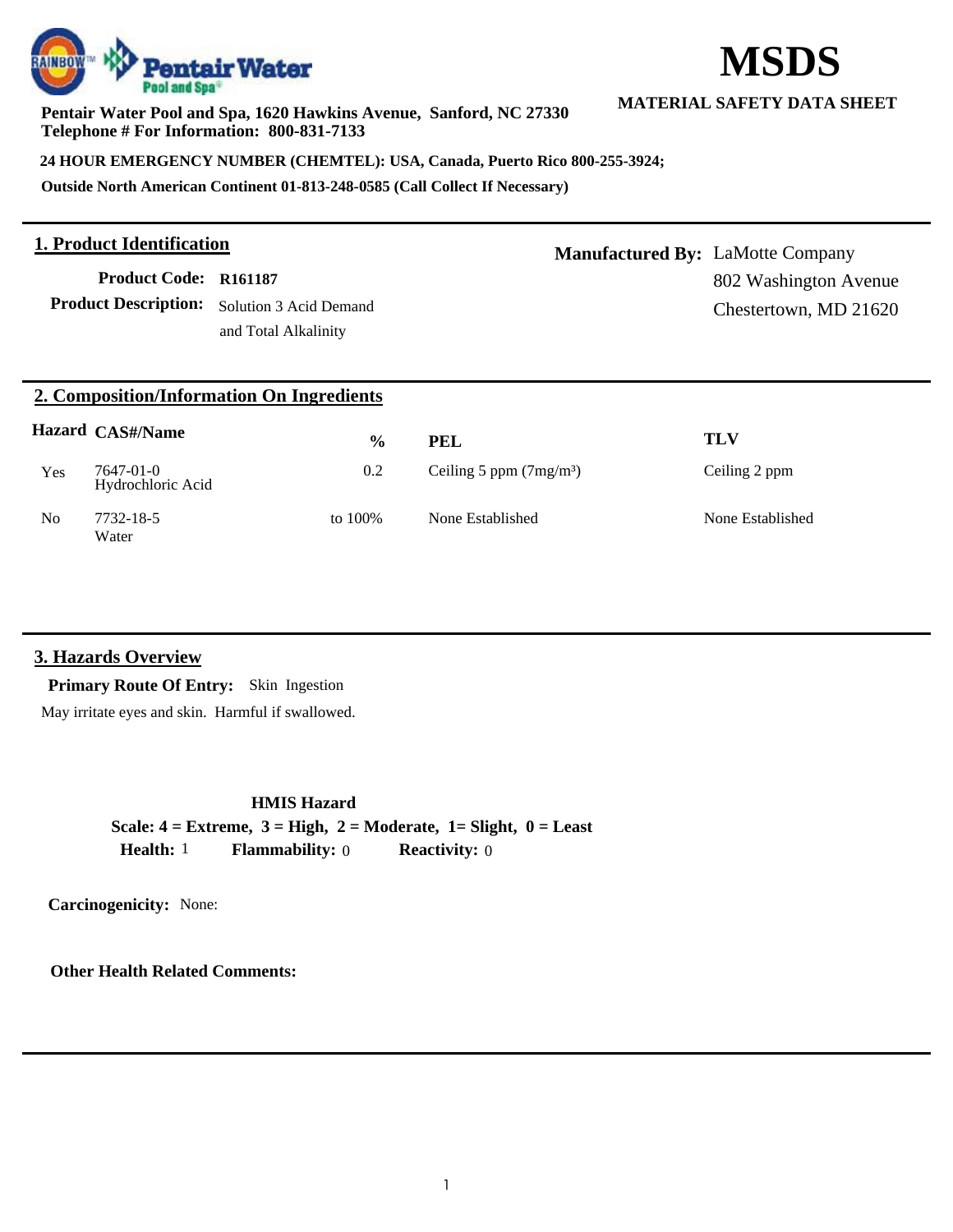# MSDS

**MATERIAL SAFETY DATA SHEET**

**Pentair Water Pool and Spa, 1620 Hawkins Avenue, Sanford, NC 27330**
**Telephone # For Information: 800-831-7133**

**24 HOUR EMERGENCY NUMBER (CHEMTEL): USA, Canada, Puerto Rico 800-255-3924;**

**Outside North American Continent 01-813-248-0585 (Call Collect If Necessary)**

## 1. Product Identification

**Product Code:** R161187

**Product Description:** Solution 3 Acid Demand and Total Alkalinity

**Manufactured By:** LaMotte Company
802 Washington Avenue
Chestertown, MD 21620

## 2. Composition/Information On Ingredients

| Hazard | CAS#/Name | % | PEL | TLV |
|---|---|---|---|---|
| Yes | 7647-01-0 Hydrochloric Acid | 0.2 | Ceiling 5 ppm (7mg/m³) | Ceiling 2 ppm |
| No | 7732-18-5 Water | to 100% | None Established | None Established |

## 3. Hazards Overview

**Primary Route Of Entry:** Skin Ingestion

May irritate eyes and skin. Harmful if swallowed.

**HMIS Hazard**

**Scale: 4 = Extreme, 3 = High, 2 = Moderate, 1= Slight, 0 = Least**

**Health:** 1 **Flammability:** 0 **Reactivity:** 0

**Carcinogenicity:** None:

**Other Health Related Comments:**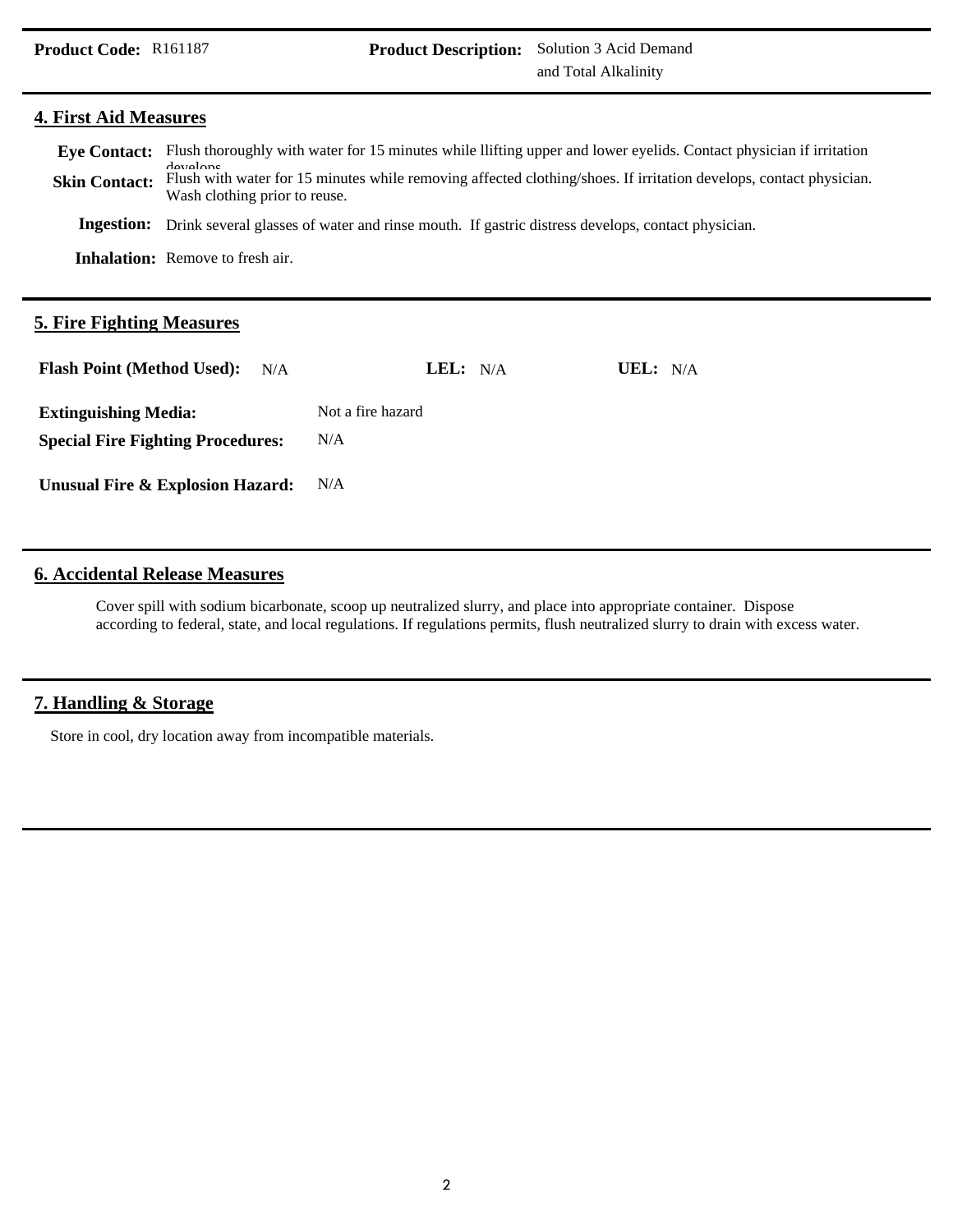**Product Code:** R161187 **Product Description:** Solution 3 Acid Demand and Total Alkalinity

## 4. First Aid Measures

**Eye Contact:** Flush thoroughly with water for 15 minutes while llifting upper and lower eyelids. Contact physician if irritation develops

**Skin Contact:** Flush with water for 15 minutes while removing affected clothing/shoes. If irritation develops, contact physician. Wash clothing prior to reuse.

**Ingestion:** Drink several glasses of water and rinse mouth. If gastric distress develops, contact physician.

**Inhalation:** Remove to fresh air.

## 5. Fire Fighting Measures

**Flash Point (Method Used):** N/A **LEL:** N/A **UEL:** N/A

**Extinguishing Media:** Not a fire hazard

**Special Fire Fighting Procedures:** N/A

**Unusual Fire & Explosion Hazard:** N/A

## 6. Accidental Release Measures

Cover spill with sodium bicarbonate, scoop up neutralized slurry, and place into appropriate container. Dispose according to federal, state, and local regulations. If regulations permits, flush neutralized slurry to drain with excess water.

## 7. Handling & Storage

Store in cool, dry location away from incompatible materials.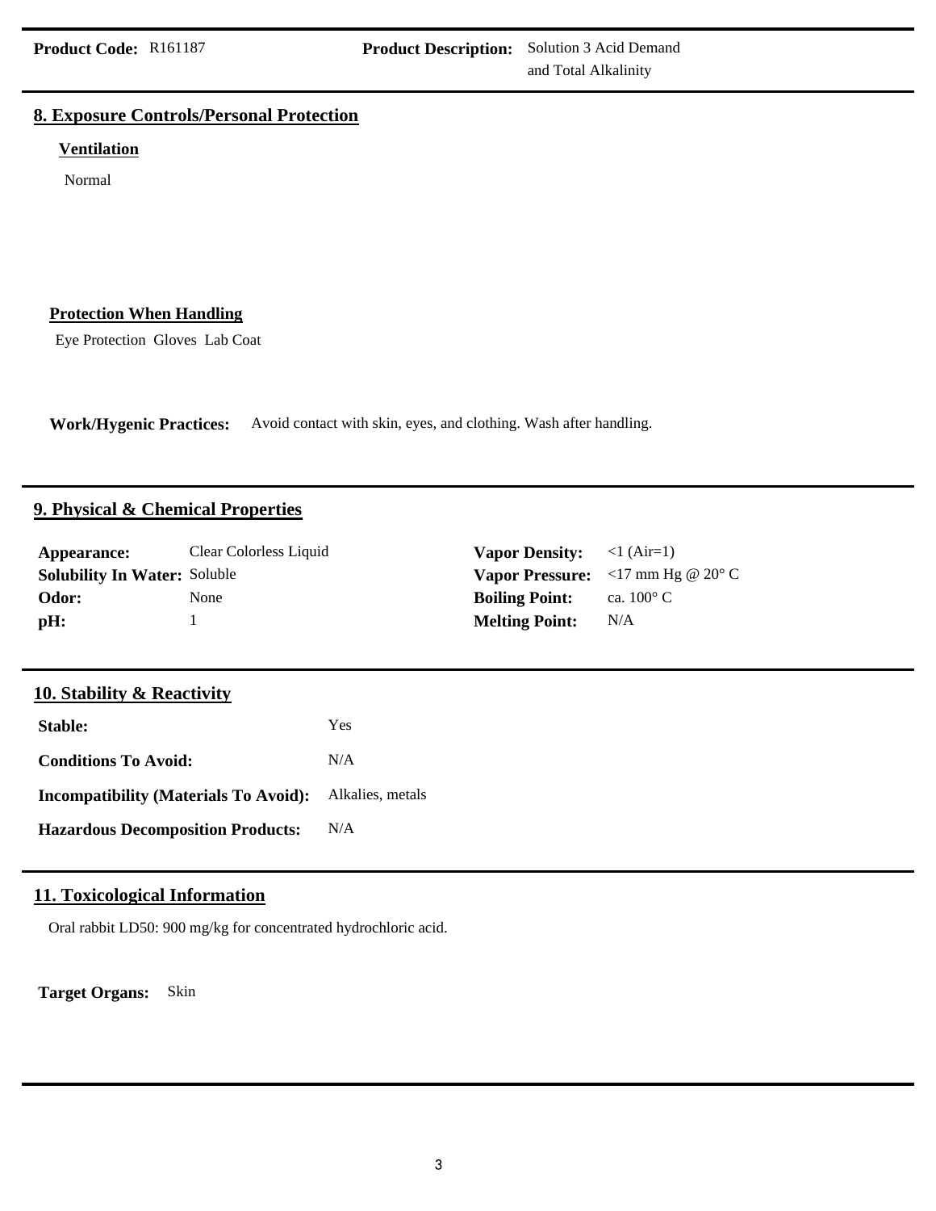**Product Code:** R161187 **Product Description:** Solution 3 Acid Demand and Total Alkalinity

## 8. Exposure Controls/Personal Protection

### Ventilation

Normal

### Protection When Handling

Eye Protection Gloves Lab Coat

**Work/Hygenic Practices:** Avoid contact with skin, eyes, and clothing. Wash after handling.

## 9. Physical & Chemical Properties

| | | | |
|---|---|---|---|
| **Appearance:** | Clear Colorless Liquid | **Vapor Density:** | <1 (Air=1) |
| **Solubility In Water:** | Soluble | **Vapor Pressure:** | <17 mm Hg @ 20° C |
| **Odor:** | None | **Boiling Point:** | ca. 100° C |
| **pH:** | 1 | **Melting Point:** | N/A |

## 10. Stability & Reactivity

| | |
|---|---|
| **Stable:** | Yes |
| **Conditions To Avoid:** | N/A |
| **Incompatibility (Materials To Avoid):** | Alkalies, metals |
| **Hazardous Decomposition Products:** | N/A |

## 11. Toxicological Information

Oral rabbit LD50: 900 mg/kg for concentrated hydrochloric acid.

**Target Organs:** Skin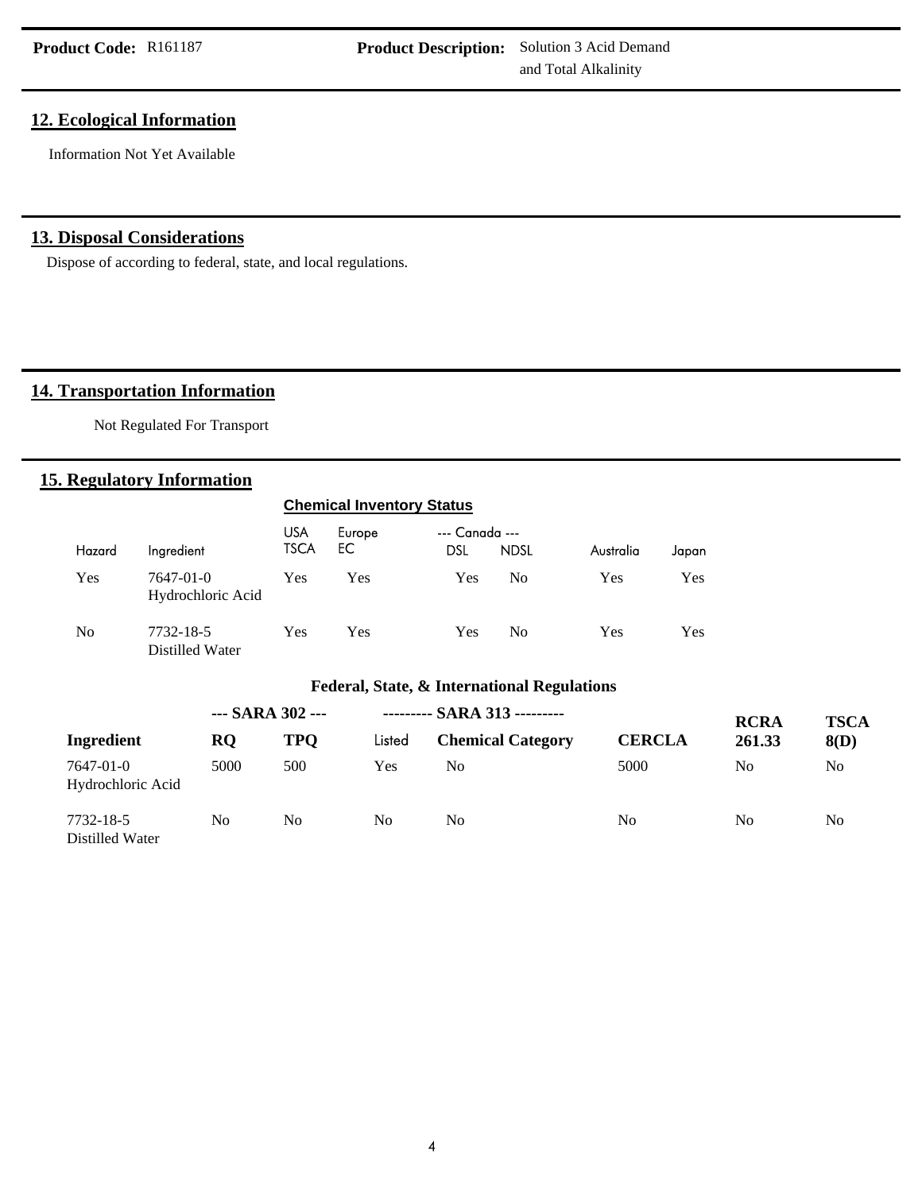**Product Code:** R161187 **Product Description:** Solution 3 Acid Demand and Total Alkalinity

## 12. Ecological Information

Information Not Yet Available

## 13. Disposal Considerations

Dispose of according to federal, state, and local regulations.

## 14. Transportation Information

Not Regulated For Transport

## 15. Regulatory Information

**Chemical Inventory Status**

| Hazard | Ingredient | USA TSCA | Europe EC | --- Canada --- DSL | NDSL | Australia | Japan |
|---|---|---|---|---|---|---|---|
| Yes | 7647-01-0 Hydrochloric Acid | Yes | Yes | Yes | No | Yes | Yes |
| No | 7732-18-5 Distilled Water | Yes | Yes | Yes | No | Yes | Yes |

**Federal, State, & International Regulations**

| | --- SARA 302 --- | | --------- SARA 313 --------- | | | | |
|---|---|---|---|---|---|---|---|
| **Ingredient** | **RQ** | **TPQ** | Listed | **Chemical Category** | **CERCLA** | **RCRA 261.33** | **TSCA 8(D)** |
| 7647-01-0 Hydrochloric Acid | 5000 | 500 | Yes | No | 5000 | No | No |
| 7732-18-5 Distilled Water | No | No | No | No | No | No | No |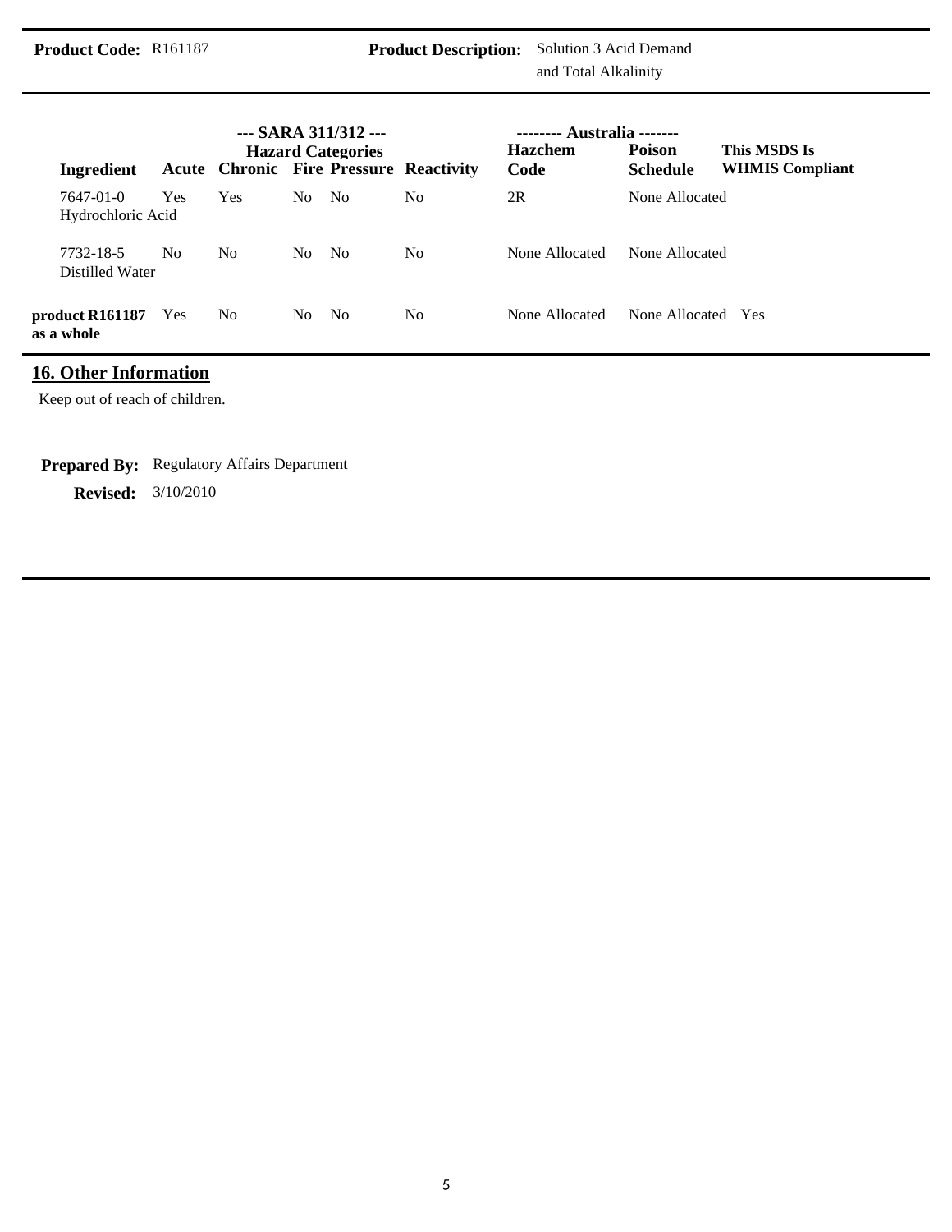**Product Code:** R161187 **Product Description:** Solution 3 Acid Demand and Total Alkalinity

| | --- SARA 311/312 --- Hazard Categories | | | | | -------- Australia ------- | | |
|---|---|---|---|---|---|---|---|---|
| **Ingredient** | **Acute** | **Chronic** | **Fire** | **Pressure** | **Reactivity** | **Hazchem Code** | **Poison Schedule** | **This MSDS Is WHMIS Compliant** |
| 7647-01-0 Hydrochloric Acid | Yes | Yes | No | No | No | 2R | None Allocated | |
| 7732-18-5 Distilled Water | No | No | No | No | No | None Allocated | None Allocated | |
| **product R161187 as a whole** | Yes | No | No | No | No | None Allocated | None Allocated | Yes |

## 16. Other Information

Keep out of reach of children.

**Prepared By:** Regulatory Affairs Department

**Revised:** 3/10/2010